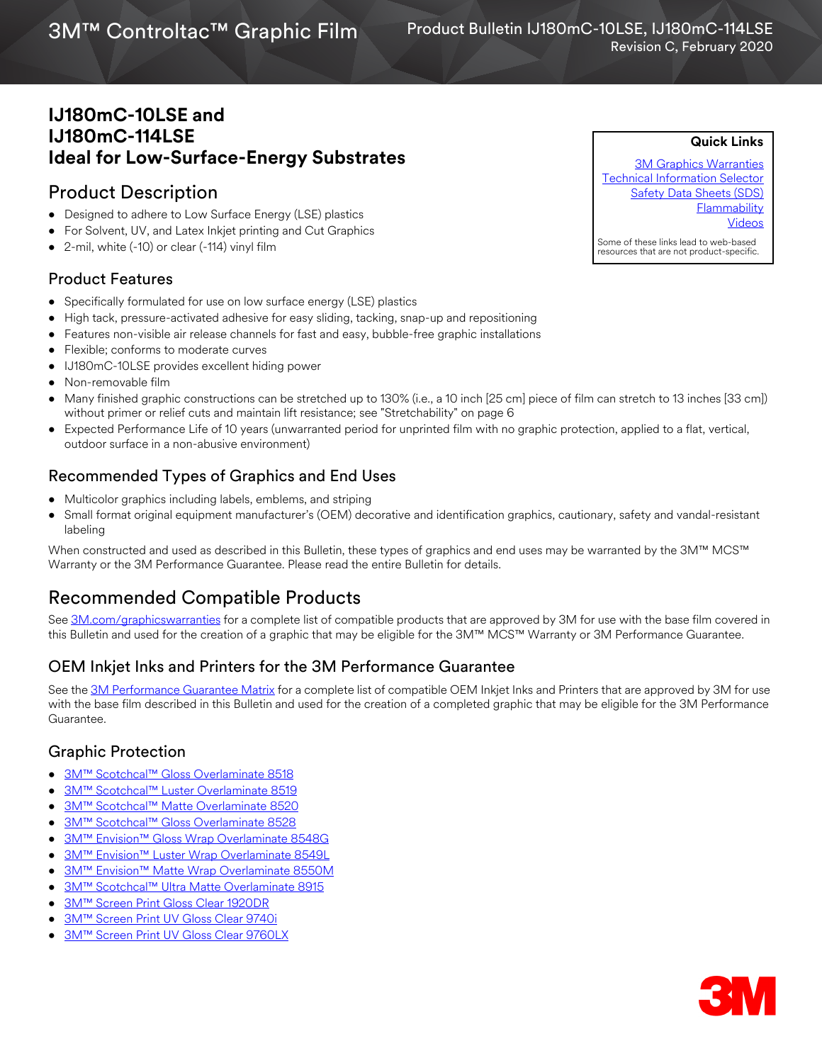# IJ180mC-10LSE and IJ180mC-114LSE Ideal for Low-Surface-Energy Substrates

**Quick Links**

[3M Graphics Warranties](3M Graphics Warranties)
[Technical Information Selector](Technical Information Selector)
[Safety Data Sheets (SDS)](Safety Data Sheets (SDS))
[Flammability](Flammability)
[Videos](Videos)

Some of these links lead to web-based resources that are not product-specific.

## Product Description

- Designed to adhere to Low Surface Energy (LSE) plastics
- For Solvent, UV, and Latex Inkjet printing and Cut Graphics
- 2-mil, white (-10) or clear (-114) vinyl film

## Product Features

- Specifically formulated for use on low surface energy (LSE) plastics
- High tack, pressure-activated adhesive for easy sliding, tacking, snap-up and repositioning
- Features non-visible air release channels for fast and easy, bubble-free graphic installations
- Flexible; conforms to moderate curves
- IJ180mC-10LSE provides excellent hiding power
- Non-removable film
- Many finished graphic constructions can be stretched up to 130% (i.e., a 10 inch [25 cm] piece of film can stretch to 13 inches [33 cm]) without primer or relief cuts and maintain lift resistance; see "Stretchability" on page 6
- Expected Performance Life of 10 years (unwarranted period for unprinted film with no graphic protection, applied to a flat, vertical, outdoor surface in a non-abusive environment)

## Recommended Types of Graphics and End Uses

- Multicolor graphics including labels, emblems, and striping
- Small format original equipment manufacturer's (OEM) decorative and identification graphics, cautionary, safety and vandal-resistant labeling

When constructed and used as described in this Bulletin, these types of graphics and end uses may be warranted by the 3M™ MCS™ Warranty or the 3M Performance Guarantee. Please read the entire Bulletin for details.

## Recommended Compatible Products

See 3M.com/graphicswarranties for a complete list of compatible products that are approved by 3M for use with the base film covered in this Bulletin and used for the creation of a graphic that may be eligible for the 3M™ MCS™ Warranty or 3M Performance Guarantee.

### OEM Inkjet Inks and Printers for the 3M Performance Guarantee

See the 3M Performance Guarantee Matrix for a complete list of compatible OEM Inkjet Inks and Printers that are approved by 3M for use with the base film described in this Bulletin and used for the creation of a completed graphic that may be eligible for the 3M Performance Guarantee.

### Graphic Protection

- 3M™ Scotchcal™ Gloss Overlaminate 8518
- 3M™ Scotchcal™ Luster Overlaminate 8519
- 3M™ Scotchcal™ Matte Overlaminate 8520
- 3M™ Scotchcal™ Gloss Overlaminate 8528
- 3M™ Envision™ Gloss Wrap Overlaminate 8548G
- 3M™ Envision™ Luster Wrap Overlaminate 8549L
- 3M™ Envision™ Matte Wrap Overlaminate 8550M
- 3M™ Scotchcal™ Ultra Matte Overlaminate 8915
- 3M™ Screen Print Gloss Clear 1920DR
- 3M™ Screen Print UV Gloss Clear 9740i
- 3M™ Screen Print UV Gloss Clear 9760LX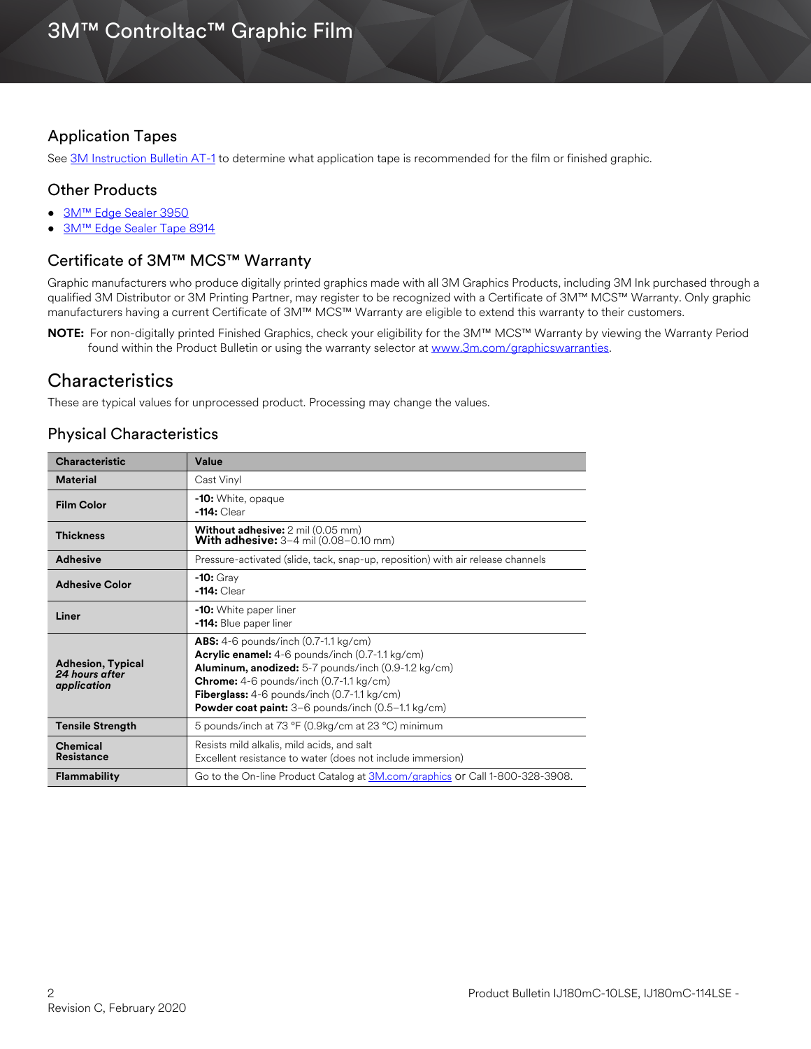## Application Tapes

See 3M Instruction Bulletin AT-1 to determine what application tape is recommended for the film or finished graphic.

## Other Products

- 3M™ Edge Sealer 3950
- 3M™ Edge Sealer Tape 8914

## Certificate of 3M™ MCS™ Warranty

Graphic manufacturers who produce digitally printed graphics made with all 3M Graphics Products, including 3M Ink purchased through a qualified 3M Distributor or 3M Printing Partner, may register to be recognized with a Certificate of 3M™ MCS™ Warranty. Only graphic manufacturers having a current Certificate of 3M™ MCS™ Warranty are eligible to extend this warranty to their customers.

**NOTE:** For non-digitally printed Finished Graphics, check your eligibility for the 3M™ MCS™ Warranty by viewing the Warranty Period found within the Product Bulletin or using the warranty selector at www.3m.com/graphicswarranties.

# Characteristics

These are typical values for unprocessed product. Processing may change the values.

## Physical Characteristics

| Characteristic | Value |
|---|---|
| **Material** | Cast Vinyl |
| **Film Color** | **-10:** White, opaque<br>**-114:** Clear |
| **Thickness** | **Without adhesive:** 2 mil (0.05 mm)<br>**With adhesive:** 3–4 mil (0.08–0.10 mm) |
| **Adhesive** | Pressure-activated (slide, tack, snap-up, reposition) with air release channels |
| **Adhesive Color** | **-10:** Gray<br>**-114:** Clear |
| **Liner** | **-10:** White paper liner<br>**-114:** Blue paper liner |
| **Adhesion, Typical** ***24 hours after application*** | **ABS:** 4-6 pounds/inch (0.7-1.1 kg/cm)<br>**Acrylic enamel:** 4-6 pounds/inch (0.7-1.1 kg/cm)<br>**Aluminum, anodized:** 5-7 pounds/inch (0.9-1.2 kg/cm)<br>**Chrome:** 4-6 pounds/inch (0.7-1.1 kg/cm)<br>**Fiberglass:** 4-6 pounds/inch (0.7-1.1 kg/cm)<br>**Powder coat paint:** 3–6 pounds/inch (0.5–1.1 kg/cm) |
| **Tensile Strength** | 5 pounds/inch at 73 °F (0.9kg/cm at 23 °C) minimum |
| **Chemical Resistance** | Resists mild alkalis, mild acids, and salt<br>Excellent resistance to water (does not include immersion) |
| **Flammability** | Go to the On-line Product Catalog at 3M.com/graphics or Call 1-800-328-3908. |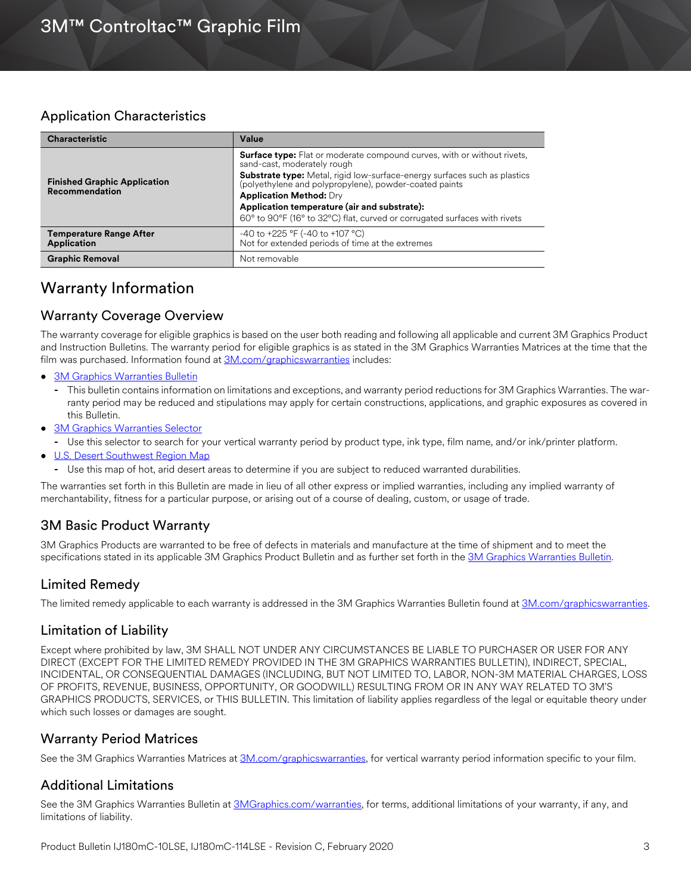## Application Characteristics

| Characteristic | Value |
| --- | --- |
| **Finished Graphic Application Recommendation** | **Surface type:** Flat or moderate compound curves, with or without rivets, sand-cast, moderately rough<br>**Substrate type:** Metal, rigid low-surface-energy surfaces such as plastics (polyethylene and polypropylene), powder-coated paints<br>**Application Method:** Dry<br>**Application temperature (air and substrate):**<br>60° to 90°F (16° to 32°C) flat, curved or corrugated surfaces with rivets |
| **Temperature Range After Application** | -40 to +225 °F (-40 to +107 °C)<br>Not for extended periods of time at the extremes |
| **Graphic Removal** | Not removable |

# Warranty Information

## Warranty Coverage Overview

The warranty coverage for eligible graphics is based on the user both reading and following all applicable and current 3M Graphics Product and Instruction Bulletins. The warranty period for eligible graphics is as stated in the 3M Graphics Warranties Matrices at the time that the film was purchased. Information found at 3M.com/graphicswarranties includes:

- 3M Graphics Warranties Bulletin
  - This bulletin contains information on limitations and exceptions, and warranty period reductions for 3M Graphics Warranties. The warranty period may be reduced and stipulations may apply for certain constructions, applications, and graphic exposures as covered in this Bulletin.
- 3M Graphics Warranties Selector
  - Use this selector to search for your vertical warranty period by product type, ink type, film name, and/or ink/printer platform.
- U.S. Desert Southwest Region Map
  - Use this map of hot, arid desert areas to determine if you are subject to reduced warranted durabilities.

The warranties set forth in this Bulletin are made in lieu of all other express or implied warranties, including any implied warranty of merchantability, fitness for a particular purpose, or arising out of a course of dealing, custom, or usage of trade.

## 3M Basic Product Warranty

3M Graphics Products are warranted to be free of defects in materials and manufacture at the time of shipment and to meet the specifications stated in its applicable 3M Graphics Product Bulletin and as further set forth in the 3M Graphics Warranties Bulletin.

## Limited Remedy

The limited remedy applicable to each warranty is addressed in the 3M Graphics Warranties Bulletin found at 3M.com/graphicswarranties.

## Limitation of Liability

Except where prohibited by law, 3M SHALL NOT UNDER ANY CIRCUMSTANCES BE LIABLE TO PURCHASER OR USER FOR ANY DIRECT (EXCEPT FOR THE LIMITED REMEDY PROVIDED IN THE 3M GRAPHICS WARRANTIES BULLETIN), INDIRECT, SPECIAL, INCIDENTAL, OR CONSEQUENTIAL DAMAGES (INCLUDING, BUT NOT LIMITED TO, LABOR, NON-3M MATERIAL CHARGES, LOSS OF PROFITS, REVENUE, BUSINESS, OPPORTUNITY, OR GOODWILL) RESULTING FROM OR IN ANY WAY RELATED TO 3M'S GRAPHICS PRODUCTS, SERVICES, or THIS BULLETIN. This limitation of liability applies regardless of the legal or equitable theory under which such losses or damages are sought.

## Warranty Period Matrices

See the 3M Graphics Warranties Matrices at 3M.com/graphicswarranties, for vertical warranty period information specific to your film.

## Additional Limitations

See the 3M Graphics Warranties Bulletin at 3MGraphics.com/warranties, for terms, additional limitations of your warranty, if any, and limitations of liability.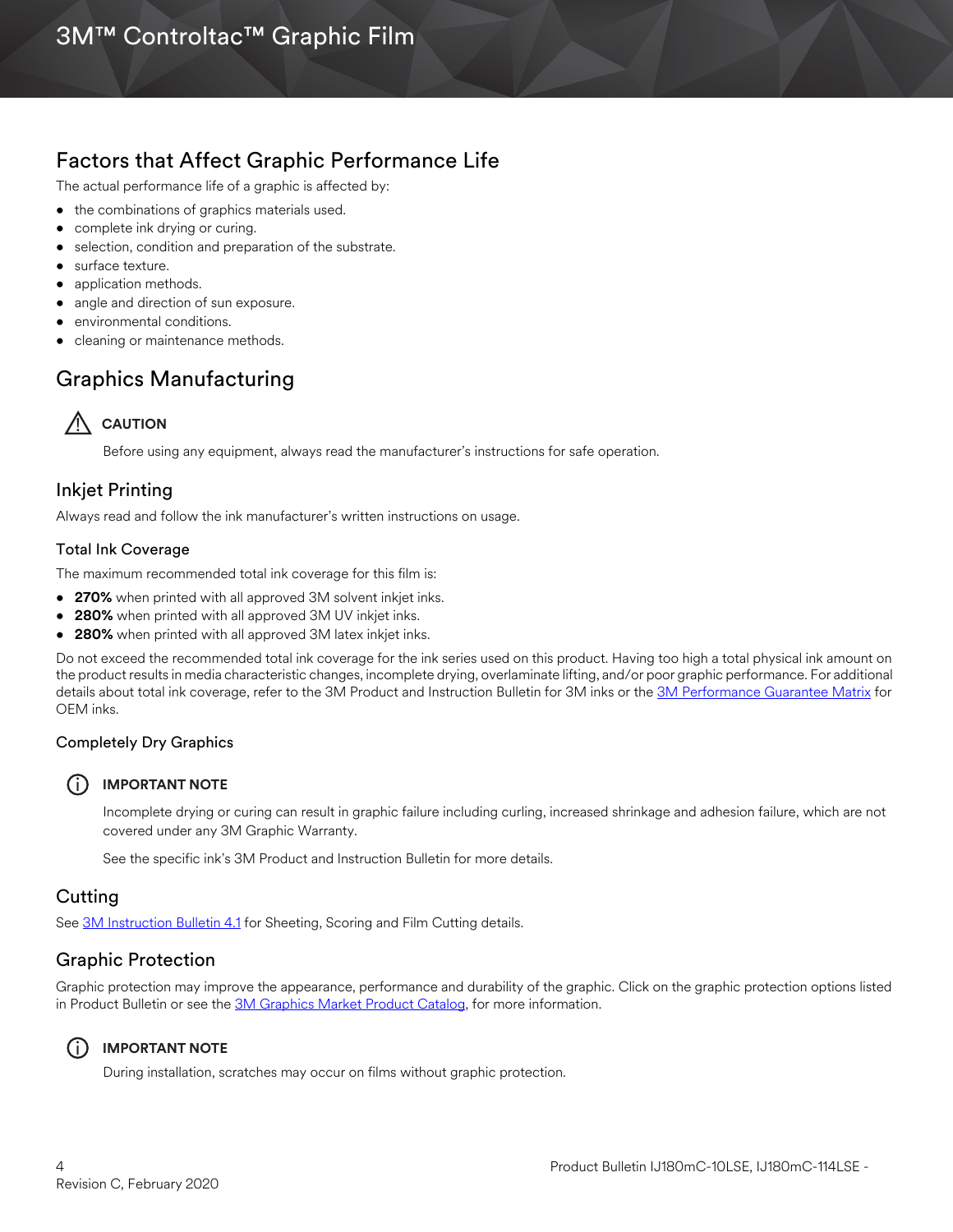## Factors that Affect Graphic Performance Life

The actual performance life of a graphic is affected by:

- the combinations of graphics materials used.
- complete ink drying or curing.
- selection, condition and preparation of the substrate.
- surface texture.
- application methods.
- angle and direction of sun exposure.
- environmental conditions.
- cleaning or maintenance methods.

## Graphics Manufacturing

**CAUTION**

Before using any equipment, always read the manufacturer's instructions for safe operation.

### Inkjet Printing

Always read and follow the ink manufacturer's written instructions on usage.

#### Total Ink Coverage

The maximum recommended total ink coverage for this film is:

- **270%** when printed with all approved 3M solvent inkjet inks.
- **280%** when printed with all approved 3M UV inkjet inks.
- **280%** when printed with all approved 3M latex inkjet inks.

Do not exceed the recommended total ink coverage for the ink series used on this product. Having too high a total physical ink amount on the product results in media characteristic changes, incomplete drying, overlaminate lifting, and/or poor graphic performance. For additional details about total ink coverage, refer to the 3M Product and Instruction Bulletin for 3M inks or the 3M Performance Guarantee Matrix for OEM inks.

#### Completely Dry Graphics

**IMPORTANT NOTE**

Incomplete drying or curing can result in graphic failure including curling, increased shrinkage and adhesion failure, which are not covered under any 3M Graphic Warranty.

See the specific ink's 3M Product and Instruction Bulletin for more details.

### Cutting

See 3M Instruction Bulletin 4.1 for Sheeting, Scoring and Film Cutting details.

### Graphic Protection

Graphic protection may improve the appearance, performance and durability of the graphic. Click on the graphic protection options listed in Product Bulletin or see the 3M Graphics Market Product Catalog, for more information.

**IMPORTANT NOTE**

During installation, scratches may occur on films without graphic protection.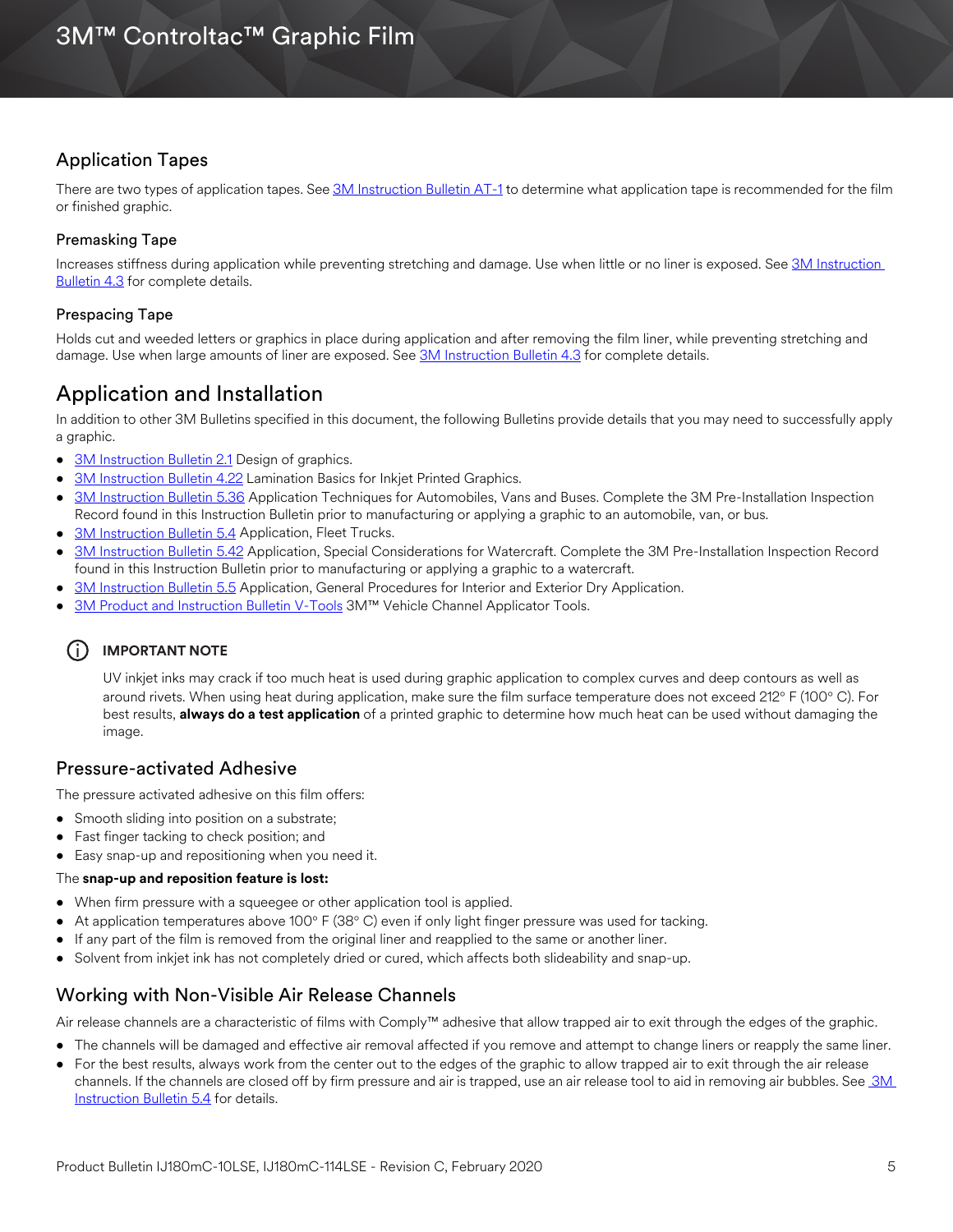## Application Tapes

There are two types of application tapes. See 3M Instruction Bulletin AT-1 to determine what application tape is recommended for the film or finished graphic.

### Premasking Tape

Increases stiffness during application while preventing stretching and damage. Use when little or no liner is exposed. See 3M Instruction Bulletin 4.3 for complete details.

### Prespacing Tape

Holds cut and weeded letters or graphics in place during application and after removing the film liner, while preventing stretching and damage. Use when large amounts of liner are exposed. See 3M Instruction Bulletin 4.3 for complete details.

# Application and Installation

In addition to other 3M Bulletins specified in this document, the following Bulletins provide details that you may need to successfully apply a graphic.

- 3M Instruction Bulletin 2.1 Design of graphics.
- 3M Instruction Bulletin 4.22 Lamination Basics for Inkjet Printed Graphics.
- 3M Instruction Bulletin 5.36 Application Techniques for Automobiles, Vans and Buses. Complete the 3M Pre-Installation Inspection Record found in this Instruction Bulletin prior to manufacturing or applying a graphic to an automobile, van, or bus.
- 3M Instruction Bulletin 5.4 Application, Fleet Trucks.
- 3M Instruction Bulletin 5.42 Application, Special Considerations for Watercraft. Complete the 3M Pre-Installation Inspection Record found in this Instruction Bulletin prior to manufacturing or applying a graphic to a watercraft.
- 3M Instruction Bulletin 5.5 Application, General Procedures for Interior and Exterior Dry Application.
- 3M Product and Instruction Bulletin V-Tools 3M™ Vehicle Channel Applicator Tools.

**IMPORTANT NOTE**

UV inkjet inks may crack if too much heat is used during graphic application to complex curves and deep contours as well as around rivets. When using heat during application, make sure the film surface temperature does not exceed 212° F (100° C). For best results, **always do a test application** of a printed graphic to determine how much heat can be used without damaging the image.

## Pressure-activated Adhesive

The pressure activated adhesive on this film offers:

- Smooth sliding into position on a substrate;
- Fast finger tacking to check position; and
- Easy snap-up and repositioning when you need it.

The **snap-up and reposition feature is lost:**

- When firm pressure with a squeegee or other application tool is applied.
- At application temperatures above 100° F (38° C) even if only light finger pressure was used for tacking.
- If any part of the film is removed from the original liner and reapplied to the same or another liner.
- Solvent from inkjet ink has not completely dried or cured, which affects both slideability and snap-up.

## Working with Non-Visible Air Release Channels

Air release channels are a characteristic of films with Comply™ adhesive that allow trapped air to exit through the edges of the graphic.

- The channels will be damaged and effective air removal affected if you remove and attempt to change liners or reapply the same liner.
- For the best results, always work from the center out to the edges of the graphic to allow trapped air to exit through the air release channels. If the channels are closed off by firm pressure and air is trapped, use an air release tool to aid in removing air bubbles. See 3M Instruction Bulletin 5.4 for details.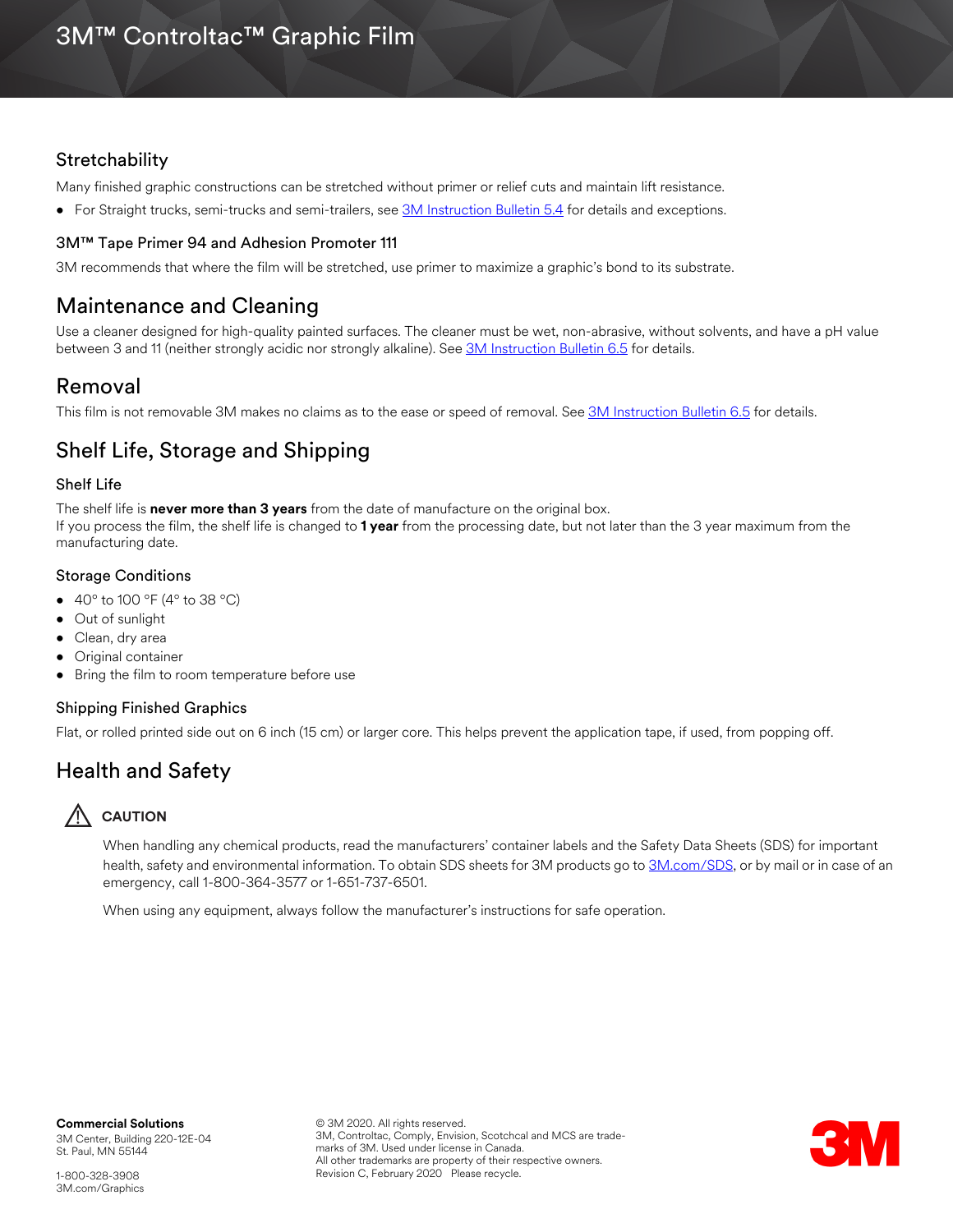## Stretchability

Many finished graphic constructions can be stretched without primer or relief cuts and maintain lift resistance.

- For Straight trucks, semi-trucks and semi-trailers, see 3M Instruction Bulletin 5.4 for details and exceptions.

### 3M™ Tape Primer 94 and Adhesion Promoter 111

3M recommends that where the film will be stretched, use primer to maximize a graphic's bond to its substrate.

## Maintenance and Cleaning

Use a cleaner designed for high-quality painted surfaces. The cleaner must be wet, non-abrasive, without solvents, and have a pH value between 3 and 11 (neither strongly acidic nor strongly alkaline). See 3M Instruction Bulletin 6.5 for details.

## Removal

This film is not removable 3M makes no claims as to the ease or speed of removal. See 3M Instruction Bulletin 6.5 for details.

## Shelf Life, Storage and Shipping

### Shelf Life

The shelf life is **never more than 3 years** from the date of manufacture on the original box.
If you process the film, the shelf life is changed to **1 year** from the processing date, but not later than the 3 year maximum from the manufacturing date.

### Storage Conditions

- 40° to 100 °F (4° to 38 °C)
- Out of sunlight
- Clean, dry area
- Original container
- Bring the film to room temperature before use

### Shipping Finished Graphics

Flat, or rolled printed side out on 6 inch (15 cm) or larger core. This helps prevent the application tape, if used, from popping off.

## Health and Safety

**CAUTION**

When handling any chemical products, read the manufacturers' container labels and the Safety Data Sheets (SDS) for important health, safety and environmental information. To obtain SDS sheets for 3M products go to 3M.com/SDS, or by mail or in case of an emergency, call 1-800-364-3577 or 1-651-737-6501.

When using any equipment, always follow the manufacturer's instructions for safe operation.

**Commercial Solutions**
3M Center, Building 220-12E-04
St. Paul, MN 55144

1-800-328-3908
3M.com/Graphics

© 3M 2020. All rights reserved.
3M, Controltac, Comply, Envision, Scotchcal and MCS are trademarks of 3M. Used under license in Canada.
All other trademarks are property of their respective owners.
Revision C, February 2020 Please recycle.